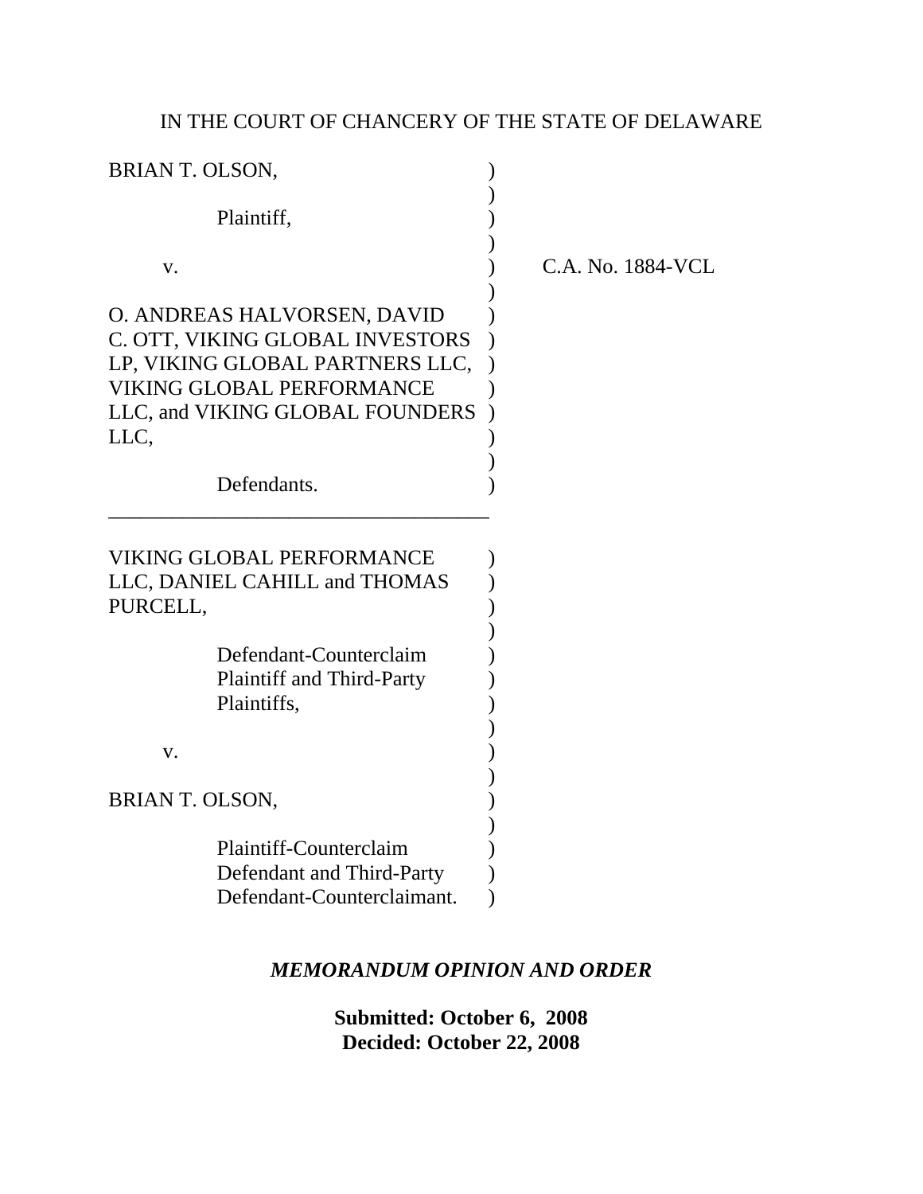IN THE COURT OF CHANCERY OF THE STATE OF DELAWARE

BRIAN T. OLSON,

Plaintiff,

v.

O. ANDREAS HALVORSEN, DAVID C. OTT, VIKING GLOBAL INVESTORS LP, VIKING GLOBAL PARTNERS LLC, VIKING GLOBAL PERFORMANCE LLC, and VIKING GLOBAL FOUNDERS LLC,

Defendants.

C.A. No. 1884-VCL

---

VIKING GLOBAL PERFORMANCE LLC, DANIEL CAHILL and THOMAS PURCELL,

Defendant-Counterclaim Plaintiff and Third-Party Plaintiffs,

v.

BRIAN T. OLSON,

Plaintiff-Counterclaim Defendant and Third-Party Defendant-Counterclaimant.

***MEMORANDUM OPINION AND ORDER***

**Submitted: October 6, 2008**
**Decided: October 22, 2008**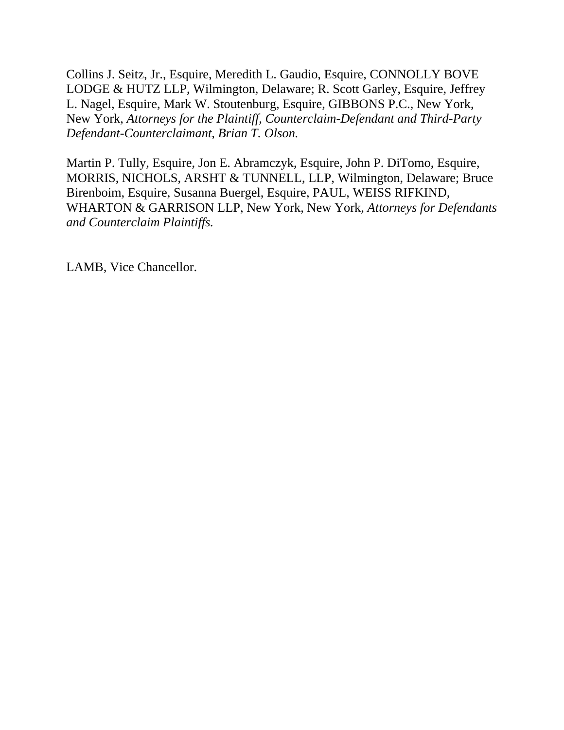Collins J. Seitz, Jr., Esquire, Meredith L. Gaudio, Esquire, CONNOLLY BOVE LODGE & HUTZ LLP, Wilmington, Delaware; R. Scott Garley, Esquire, Jeffrey L. Nagel, Esquire, Mark W. Stoutenburg, Esquire, GIBBONS P.C., New York, New York, *Attorneys for the Plaintiff, Counterclaim-Defendant and Third-Party Defendant-Counterclaimant, Brian T. Olson.*

Martin P. Tully, Esquire, Jon E. Abramczyk, Esquire, John P. DiTomo, Esquire, MORRIS, NICHOLS, ARSHT & TUNNELL, LLP, Wilmington, Delaware; Bruce Birenboim, Esquire, Susanna Buergel, Esquire, PAUL, WEISS RIFKIND, WHARTON & GARRISON LLP, New York, New York, *Attorneys for Defendants and Counterclaim Plaintiffs.*

LAMB, Vice Chancellor.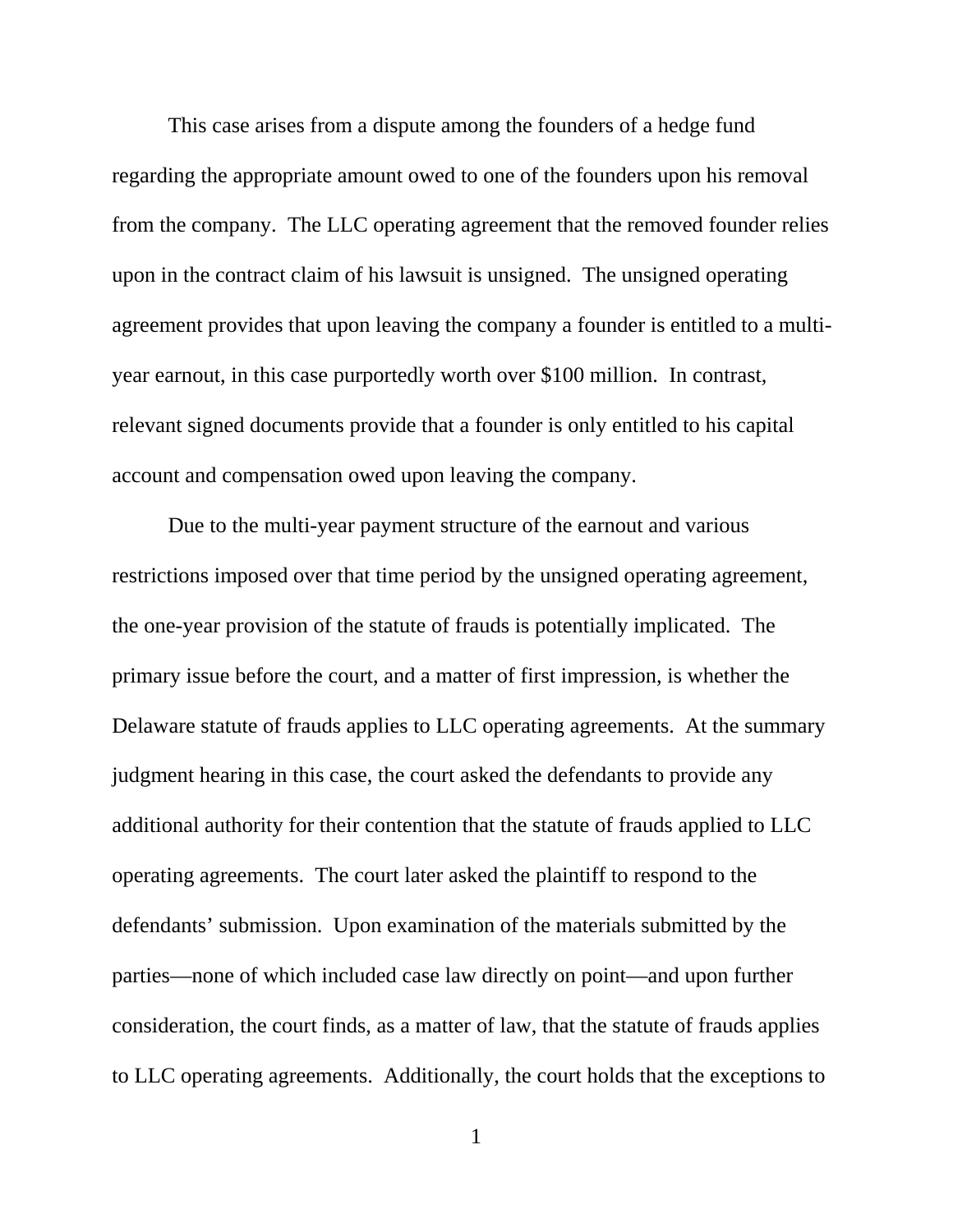This case arises from a dispute among the founders of a hedge fund regarding the appropriate amount owed to one of the founders upon his removal from the company. The LLC operating agreement that the removed founder relies upon in the contract claim of his lawsuit is unsigned. The unsigned operating agreement provides that upon leaving the company a founder is entitled to a multi-year earnout, in this case purportedly worth over $100 million. In contrast, relevant signed documents provide that a founder is only entitled to his capital account and compensation owed upon leaving the company.

Due to the multi-year payment structure of the earnout and various restrictions imposed over that time period by the unsigned operating agreement, the one-year provision of the statute of frauds is potentially implicated. The primary issue before the court, and a matter of first impression, is whether the Delaware statute of frauds applies to LLC operating agreements. At the summary judgment hearing in this case, the court asked the defendants to provide any additional authority for their contention that the statute of frauds applied to LLC operating agreements. The court later asked the plaintiff to respond to the defendants' submission. Upon examination of the materials submitted by the parties—none of which included case law directly on point—and upon further consideration, the court finds, as a matter of law, that the statute of frauds applies to LLC operating agreements. Additionally, the court holds that the exceptions to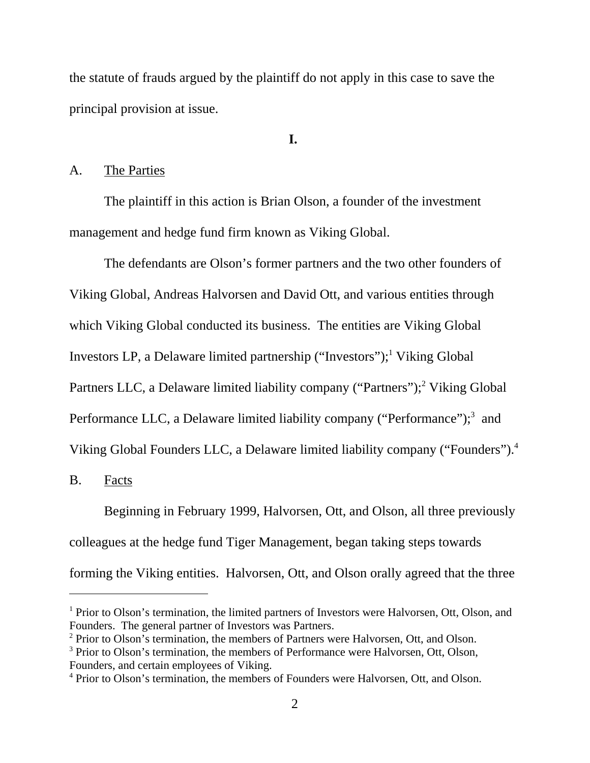the statute of frauds argued by the plaintiff do not apply in this case to save the principal provision at issue.

**I.**

A. The Parties

The plaintiff in this action is Brian Olson, a founder of the investment management and hedge fund firm known as Viking Global.

The defendants are Olson's former partners and the two other founders of Viking Global, Andreas Halvorsen and David Ott, and various entities through which Viking Global conducted its business. The entities are Viking Global Investors LP, a Delaware limited partnership ("Investors");[1] Viking Global Partners LLC, a Delaware limited liability company ("Partners");[2] Viking Global Performance LLC, a Delaware limited liability company ("Performance");[3] and Viking Global Founders LLC, a Delaware limited liability company ("Founders").[4]

B. Facts

Beginning in February 1999, Halvorsen, Ott, and Olson, all three previously colleagues at the hedge fund Tiger Management, began taking steps towards forming the Viking entities. Halvorsen, Ott, and Olson orally agreed that the three

---

[1] Prior to Olson's termination, the limited partners of Investors were Halvorsen, Ott, Olson, and Founders. The general partner of Investors was Partners.

[2] Prior to Olson's termination, the members of Partners were Halvorsen, Ott, and Olson.

[3] Prior to Olson's termination, the members of Performance were Halvorsen, Ott, Olson, Founders, and certain employees of Viking.

[4] Prior to Olson's termination, the members of Founders were Halvorsen, Ott, and Olson.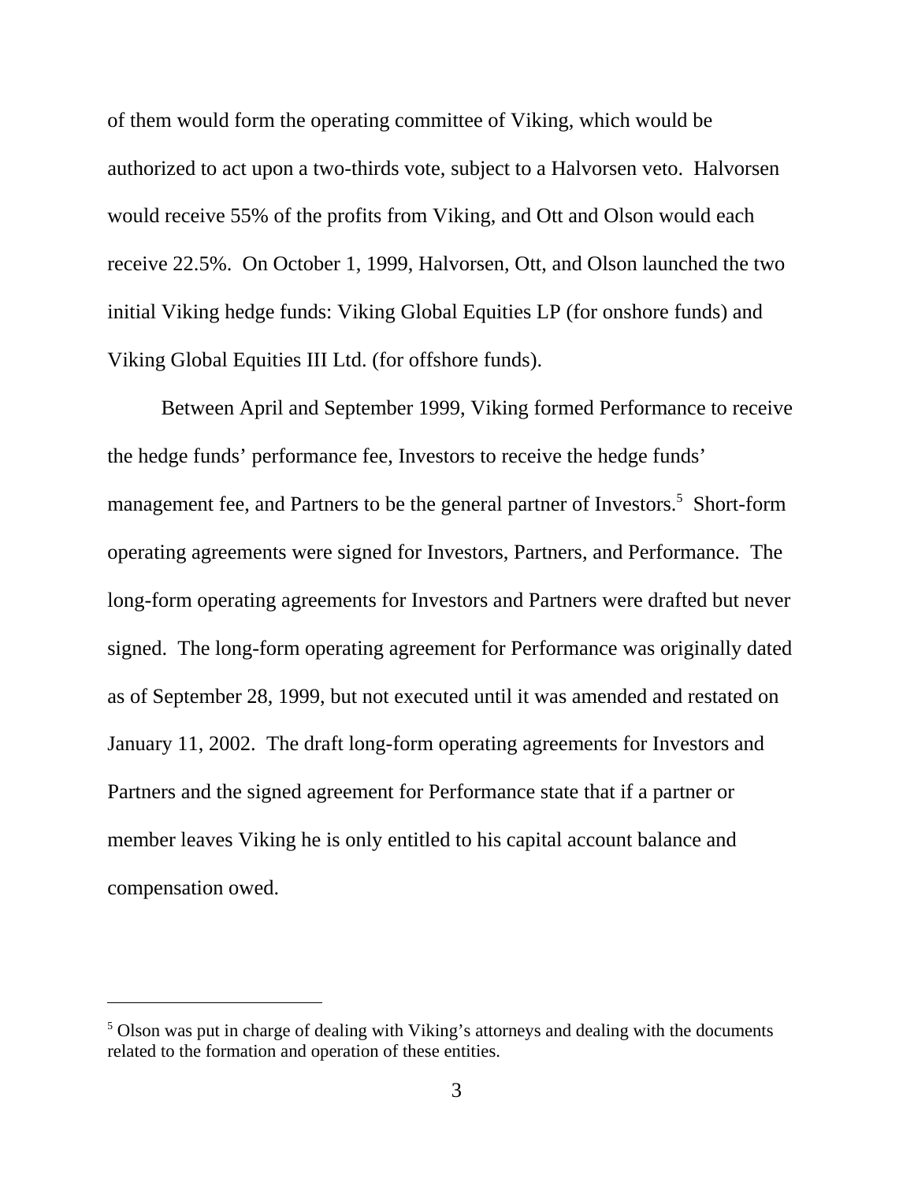of them would form the operating committee of Viking, which would be authorized to act upon a two-thirds vote, subject to a Halvorsen veto. Halvorsen would receive 55% of the profits from Viking, and Ott and Olson would each receive 22.5%. On October 1, 1999, Halvorsen, Ott, and Olson launched the two initial Viking hedge funds: Viking Global Equities LP (for onshore funds) and Viking Global Equities III Ltd. (for offshore funds).

Between April and September 1999, Viking formed Performance to receive the hedge funds' performance fee, Investors to receive the hedge funds' management fee, and Partners to be the general partner of Investors.[5] Short-form operating agreements were signed for Investors, Partners, and Performance. The long-form operating agreements for Investors and Partners were drafted but never signed. The long-form operating agreement for Performance was originally dated as of September 28, 1999, but not executed until it was amended and restated on January 11, 2002. The draft long-form operating agreements for Investors and Partners and the signed agreement for Performance state that if a partner or member leaves Viking he is only entitled to his capital account balance and compensation owed.

---

[5] Olson was put in charge of dealing with Viking's attorneys and dealing with the documents related to the formation and operation of these entities.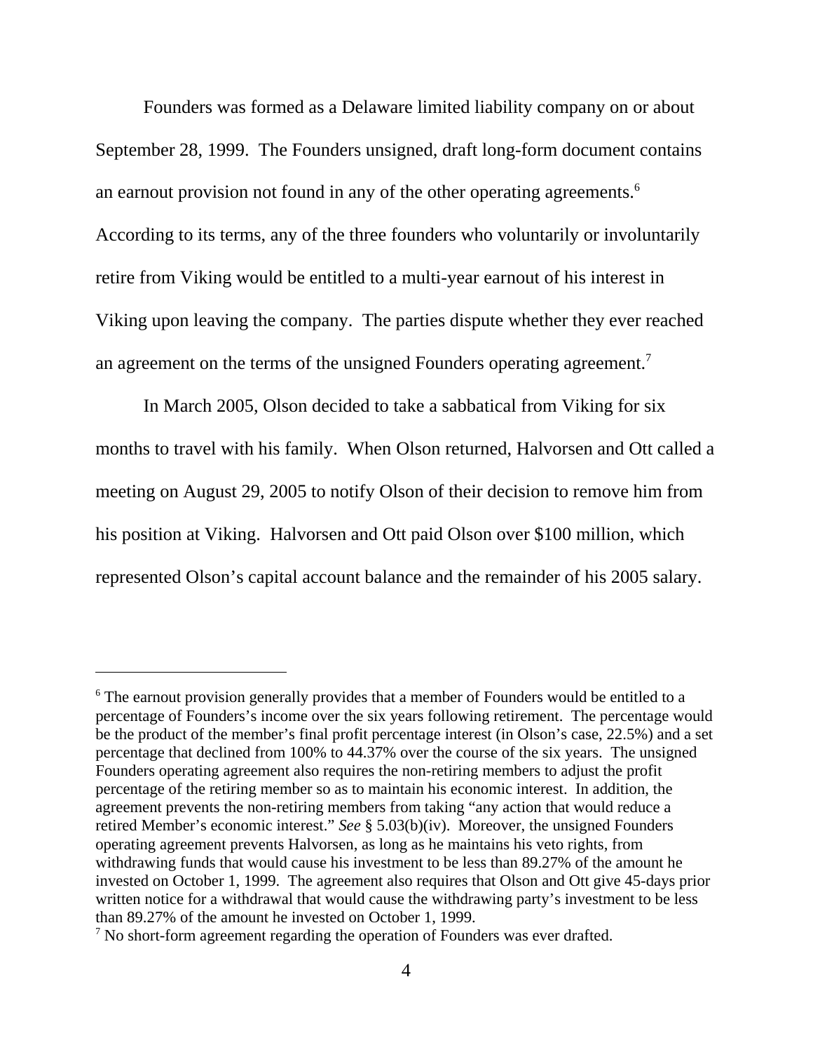Founders was formed as a Delaware limited liability company on or about September 28, 1999. The Founders unsigned, draft long-form document contains an earnout provision not found in any of the other operating agreements.[6] According to its terms, any of the three founders who voluntarily or involuntarily retire from Viking would be entitled to a multi-year earnout of his interest in Viking upon leaving the company. The parties dispute whether they ever reached an agreement on the terms of the unsigned Founders operating agreement.[7]

In March 2005, Olson decided to take a sabbatical from Viking for six months to travel with his family. When Olson returned, Halvorsen and Ott called a meeting on August 29, 2005 to notify Olson of their decision to remove him from his position at Viking. Halvorsen and Ott paid Olson over $100 million, which represented Olson's capital account balance and the remainder of his 2005 salary.

---

[6] The earnout provision generally provides that a member of Founders would be entitled to a percentage of Founders's income over the six years following retirement. The percentage would be the product of the member's final profit percentage interest (in Olson's case, 22.5%) and a set percentage that declined from 100% to 44.37% over the course of the six years. The unsigned Founders operating agreement also requires the non-retiring members to adjust the profit percentage of the retiring member so as to maintain his economic interest. In addition, the agreement prevents the non-retiring members from taking "any action that would reduce a retired Member's economic interest." *See* § 5.03(b)(iv). Moreover, the unsigned Founders operating agreement prevents Halvorsen, as long as he maintains his veto rights, from withdrawing funds that would cause his investment to be less than 89.27% of the amount he invested on October 1, 1999. The agreement also requires that Olson and Ott give 45-days prior written notice for a withdrawal that would cause the withdrawing party's investment to be less than 89.27% of the amount he invested on October 1, 1999.

[7] No short-form agreement regarding the operation of Founders was ever drafted.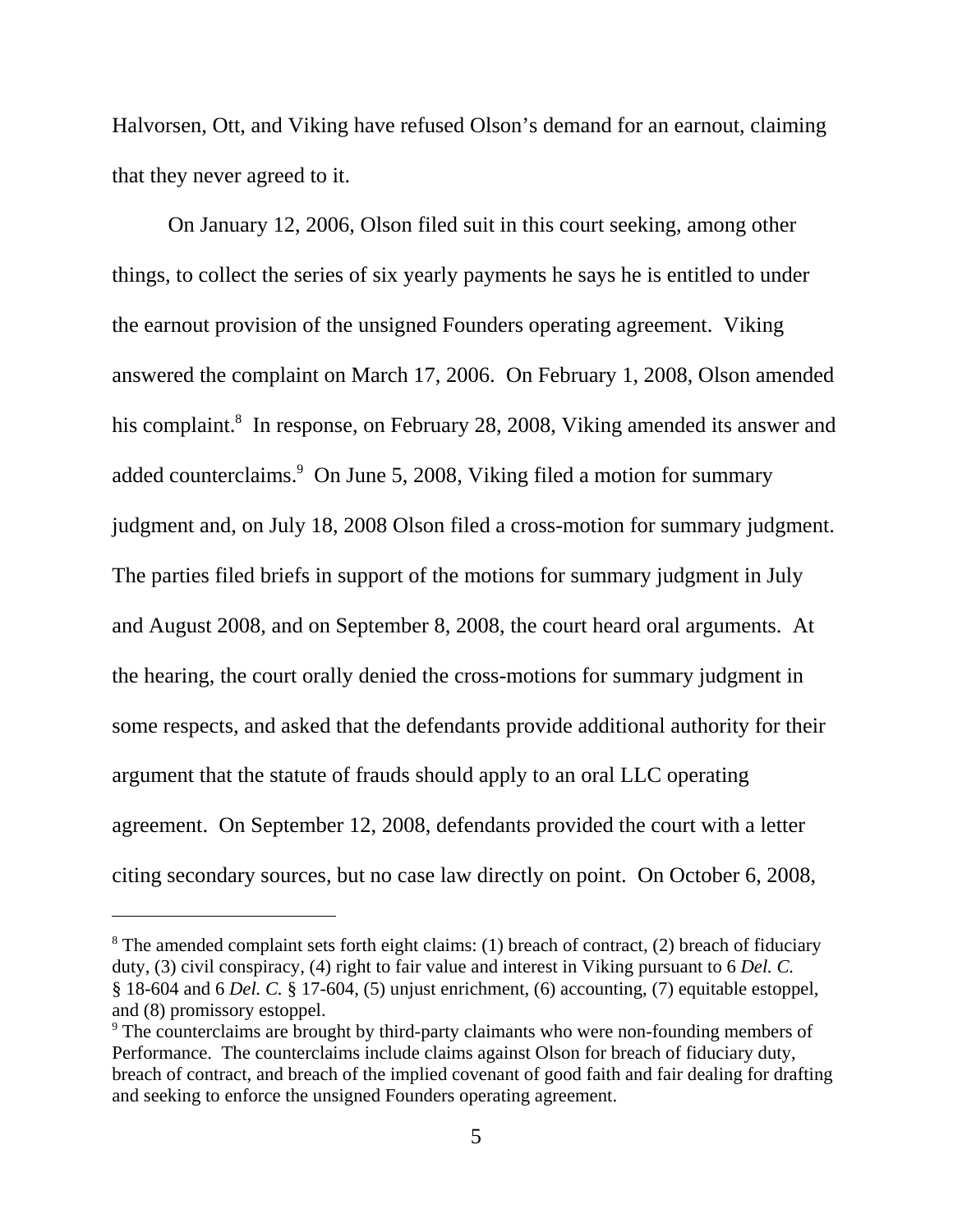Halvorsen, Ott, and Viking have refused Olson's demand for an earnout, claiming that they never agreed to it.

On January 12, 2006, Olson filed suit in this court seeking, among other things, to collect the series of six yearly payments he says he is entitled to under the earnout provision of the unsigned Founders operating agreement. Viking answered the complaint on March 17, 2006. On February 1, 2008, Olson amended his complaint.[8] In response, on February 28, 2008, Viking amended its answer and added counterclaims.[9] On June 5, 2008, Viking filed a motion for summary judgment and, on July 18, 2008 Olson filed a cross-motion for summary judgment. The parties filed briefs in support of the motions for summary judgment in July and August 2008, and on September 8, 2008, the court heard oral arguments. At the hearing, the court orally denied the cross-motions for summary judgment in some respects, and asked that the defendants provide additional authority for their argument that the statute of frauds should apply to an oral LLC operating agreement. On September 12, 2008, defendants provided the court with a letter citing secondary sources, but no case law directly on point. On October 6, 2008,

---

[8] The amended complaint sets forth eight claims: (1) breach of contract, (2) breach of fiduciary duty, (3) civil conspiracy, (4) right to fair value and interest in Viking pursuant to 6 *Del. C.* § 18-604 and 6 *Del. C.* § 17-604, (5) unjust enrichment, (6) accounting, (7) equitable estoppel, and (8) promissory estoppel.

[9] The counterclaims are brought by third-party claimants who were non-founding members of Performance. The counterclaims include claims against Olson for breach of fiduciary duty, breach of contract, and breach of the implied covenant of good faith and fair dealing for drafting and seeking to enforce the unsigned Founders operating agreement.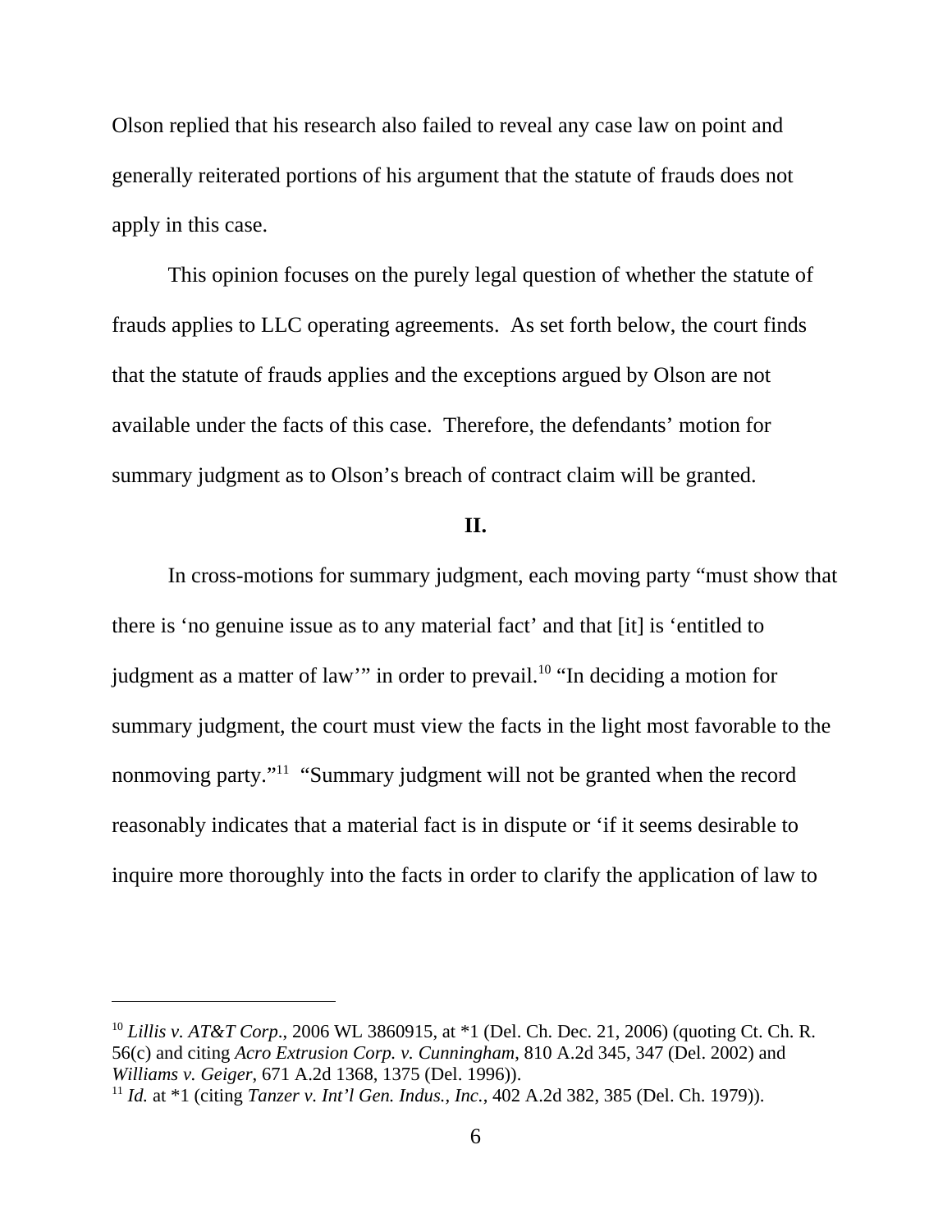Olson replied that his research also failed to reveal any case law on point and generally reiterated portions of his argument that the statute of frauds does not apply in this case.

This opinion focuses on the purely legal question of whether the statute of frauds applies to LLC operating agreements. As set forth below, the court finds that the statute of frauds applies and the exceptions argued by Olson are not available under the facts of this case. Therefore, the defendants' motion for summary judgment as to Olson's breach of contract claim will be granted.

## II.

In cross-motions for summary judgment, each moving party "must show that there is 'no genuine issue as to any material fact' and that [it] is 'entitled to judgment as a matter of law'" in order to prevail.[10] "In deciding a motion for summary judgment, the court must view the facts in the light most favorable to the nonmoving party."[11] "Summary judgment will not be granted when the record reasonably indicates that a material fact is in dispute or 'if it seems desirable to inquire more thoroughly into the facts in order to clarify the application of law to

---

[10] *Lillis v. AT&T Corp.*, 2006 WL 3860915, at *1 (Del. Ch. Dec. 21, 2006) (quoting Ct. Ch. R. 56(c) and citing *Acro Extrusion Corp. v. Cunningham*, 810 A.2d 345, 347 (Del. 2002) and *Williams v. Geiger*, 671 A.2d 1368, 1375 (Del. 1996)).

[11] *Id.* at *1 (citing *Tanzer v. Int'l Gen. Indus., Inc.*, 402 A.2d 382, 385 (Del. Ch. 1979)).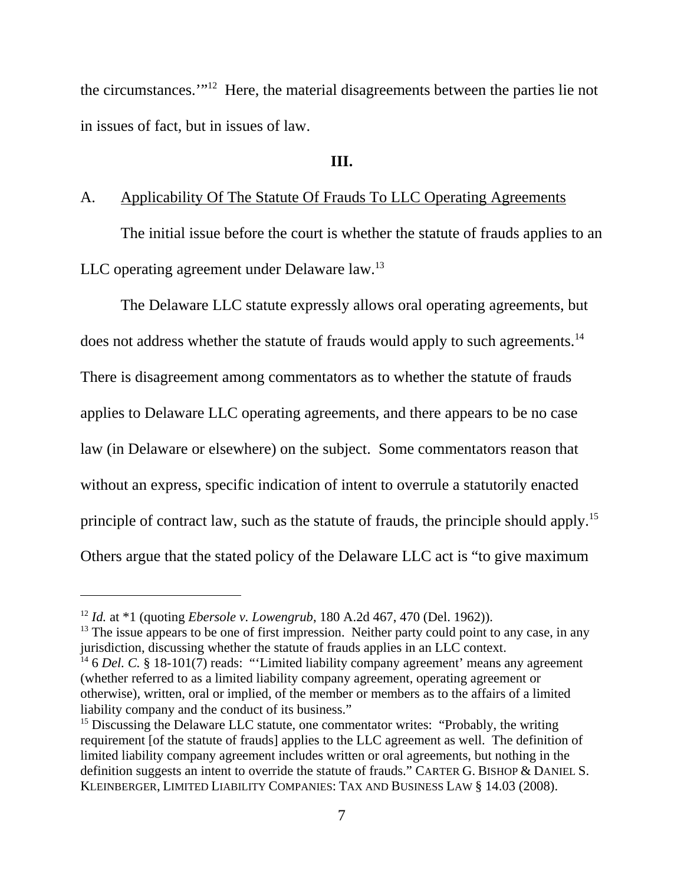the circumstances.'"[12] Here, the material disagreements between the parties lie not in issues of fact, but in issues of law.

**III.**

A. Applicability Of The Statute Of Frauds To LLC Operating Agreements

The initial issue before the court is whether the statute of frauds applies to an LLC operating agreement under Delaware law.[13]

The Delaware LLC statute expressly allows oral operating agreements, but does not address whether the statute of frauds would apply to such agreements.[14] There is disagreement among commentators as to whether the statute of frauds applies to Delaware LLC operating agreements, and there appears to be no case law (in Delaware or elsewhere) on the subject. Some commentators reason that without an express, specific indication of intent to overrule a statutorily enacted principle of contract law, such as the statute of frauds, the principle should apply.[15] Others argue that the stated policy of the Delaware LLC act is "to give maximum

---

[12] *Id.* at *1 (quoting *Ebersole v. Lowengrub*, 180 A.2d 467, 470 (Del. 1962)).

[13] The issue appears to be one of first impression. Neither party could point to any case, in any jurisdiction, discussing whether the statute of frauds applies in an LLC context.

[14] 6 *Del. C.* § 18-101(7) reads: "'Limited liability company agreement' means any agreement (whether referred to as a limited liability company agreement, operating agreement or otherwise), written, oral or implied, of the member or members as to the affairs of a limited liability company and the conduct of its business."

[15] Discussing the Delaware LLC statute, one commentator writes: "Probably, the writing requirement [of the statute of frauds] applies to the LLC agreement as well. The definition of limited liability company agreement includes written or oral agreements, but nothing in the definition suggests an intent to override the statute of frauds." CARTER G. BISHOP & DANIEL S. KLEINBERGER, LIMITED LIABILITY COMPANIES: TAX AND BUSINESS LAW § 14.03 (2008).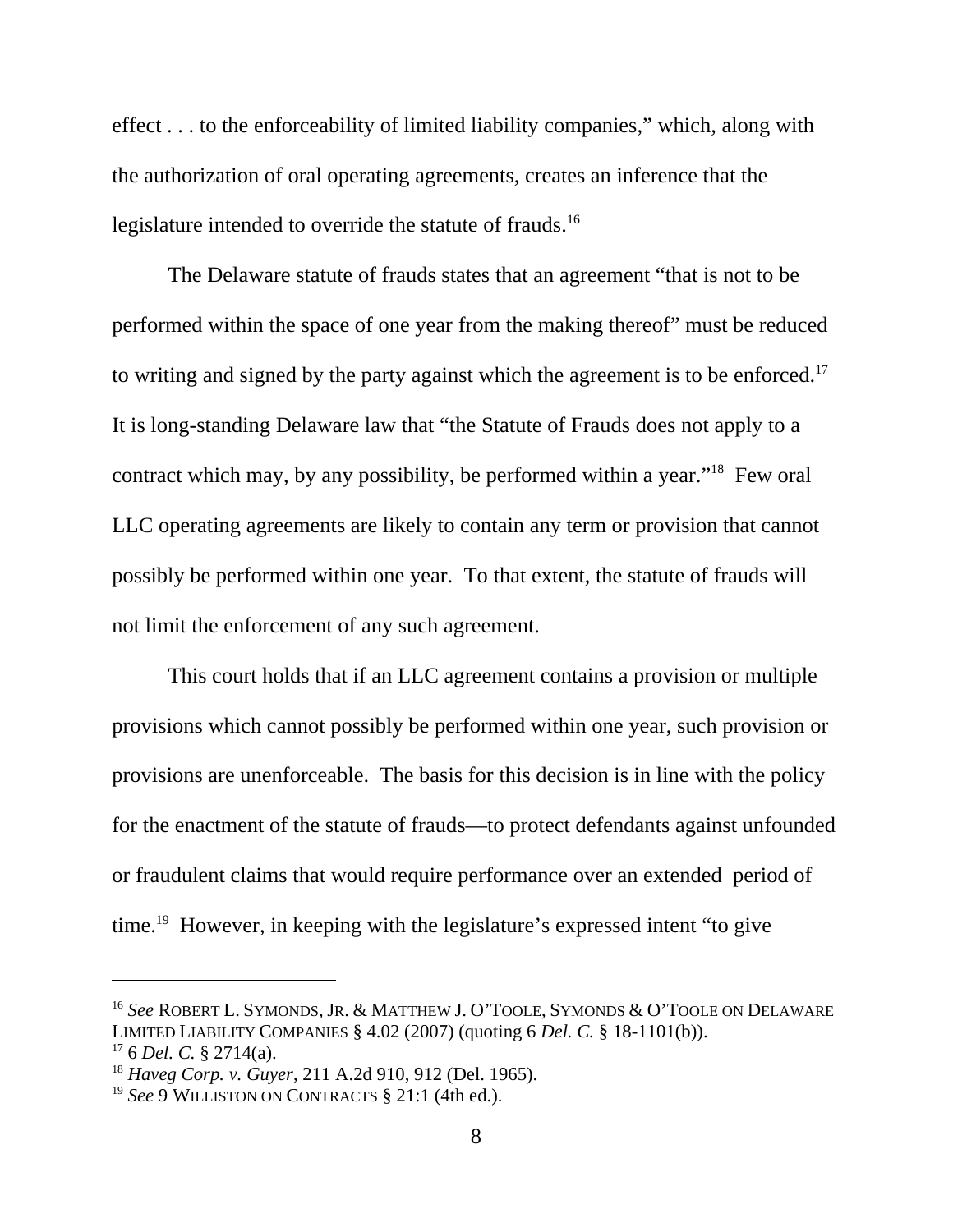effect . . . to the enforceability of limited liability companies," which, along with the authorization of oral operating agreements, creates an inference that the legislature intended to override the statute of frauds.[16]

The Delaware statute of frauds states that an agreement "that is not to be performed within the space of one year from the making thereof" must be reduced to writing and signed by the party against which the agreement is to be enforced.[17] It is long-standing Delaware law that "the Statute of Frauds does not apply to a contract which may, by any possibility, be performed within a year."[18] Few oral LLC operating agreements are likely to contain any term or provision that cannot possibly be performed within one year. To that extent, the statute of frauds will not limit the enforcement of any such agreement.

This court holds that if an LLC agreement contains a provision or multiple provisions which cannot possibly be performed within one year, such provision or provisions are unenforceable. The basis for this decision is in line with the policy for the enactment of the statute of frauds—to protect defendants against unfounded or fraudulent claims that would require performance over an extended period of time.[19] However, in keeping with the legislature's expressed intent "to give

---

[16] *See* ROBERT L. SYMONDS, JR. & MATTHEW J. O'TOOLE, SYMONDS & O'TOOLE ON DELAWARE LIMITED LIABILITY COMPANIES § 4.02 (2007) (quoting 6 *Del. C.* § 18-1101(b)).

[17] 6 *Del. C.* § 2714(a).

[18] *Haveg Corp. v. Guyer*, 211 A.2d 910, 912 (Del. 1965).

[19] *See* 9 WILLISTON ON CONTRACTS § 21:1 (4th ed.).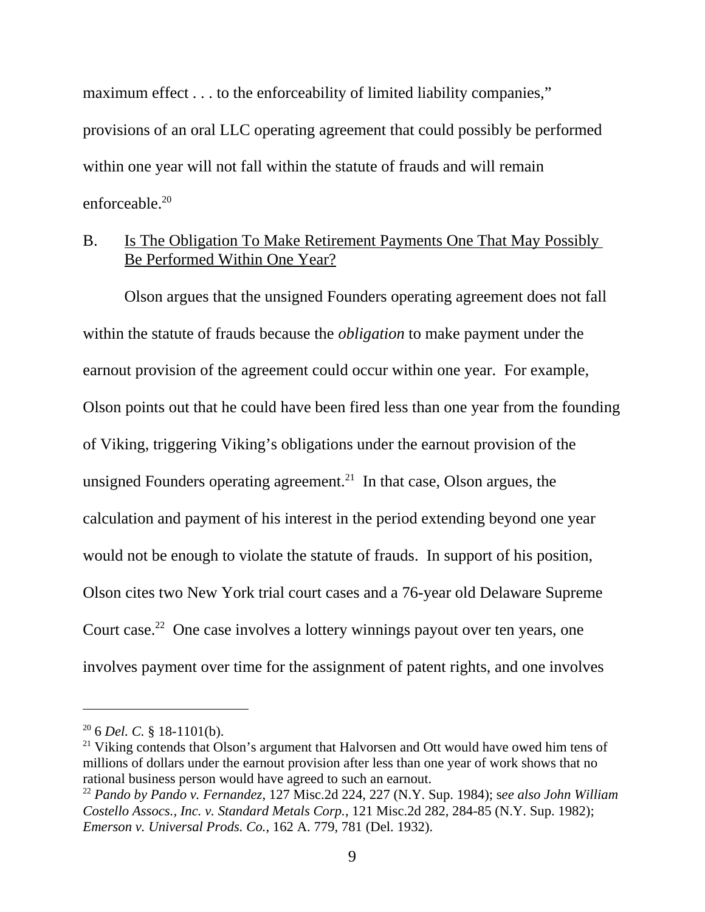maximum effect . . . to the enforceability of limited liability companies," provisions of an oral LLC operating agreement that could possibly be performed within one year will not fall within the statute of frauds and will remain enforceable.[20]

B. Is The Obligation To Make Retirement Payments One That May Possibly Be Performed Within One Year?

Olson argues that the unsigned Founders operating agreement does not fall within the statute of frauds because the *obligation* to make payment under the earnout provision of the agreement could occur within one year. For example, Olson points out that he could have been fired less than one year from the founding of Viking, triggering Viking's obligations under the earnout provision of the unsigned Founders operating agreement.[21] In that case, Olson argues, the calculation and payment of his interest in the period extending beyond one year would not be enough to violate the statute of frauds. In support of his position, Olson cites two New York trial court cases and a 76-year old Delaware Supreme Court case.[22] One case involves a lottery winnings payout over ten years, one involves payment over time for the assignment of patent rights, and one involves

---

[20] 6 *Del. C.* § 18-1101(b).

[21] Viking contends that Olson's argument that Halvorsen and Ott would have owed him tens of millions of dollars under the earnout provision after less than one year of work shows that no rational business person would have agreed to such an earnout.

[22] *Pando by Pando v. Fernandez*, 127 Misc.2d 224, 227 (N.Y. Sup. 1984); s*ee also John William Costello Assocs., Inc. v. Standard Metals Corp.*, 121 Misc.2d 282, 284-85 (N.Y. Sup. 1982); *Emerson v. Universal Prods. Co.*, 162 A. 779, 781 (Del. 1932).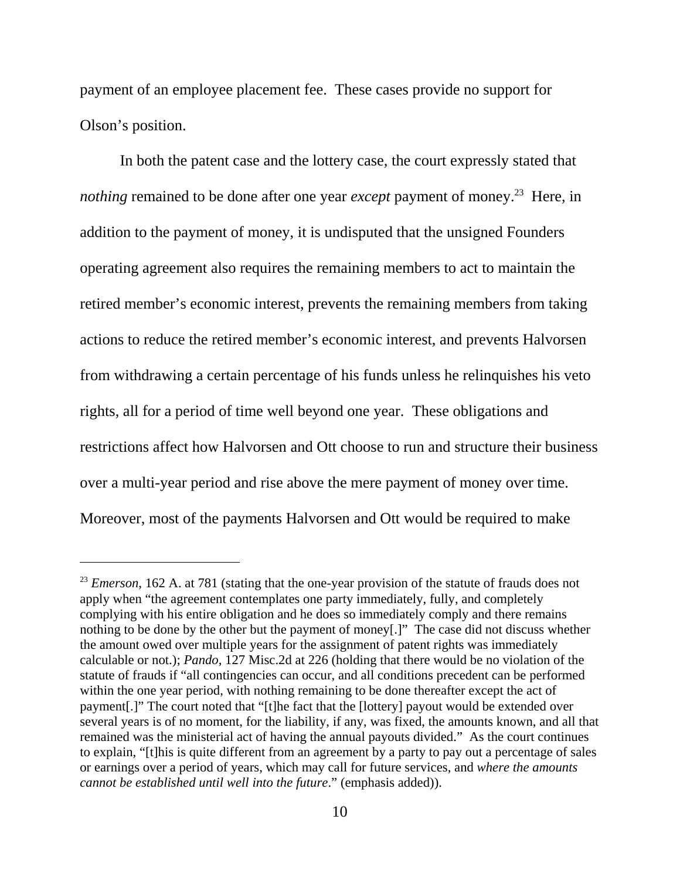payment of an employee placement fee. These cases provide no support for Olson's position.

In both the patent case and the lottery case, the court expressly stated that *nothing* remained to be done after one year *except* payment of money.[23] Here, in addition to the payment of money, it is undisputed that the unsigned Founders operating agreement also requires the remaining members to act to maintain the retired member's economic interest, prevents the remaining members from taking actions to reduce the retired member's economic interest, and prevents Halvorsen from withdrawing a certain percentage of his funds unless he relinquishes his veto rights, all for a period of time well beyond one year. These obligations and restrictions affect how Halvorsen and Ott choose to run and structure their business over a multi-year period and rise above the mere payment of money over time. Moreover, most of the payments Halvorsen and Ott would be required to make

---

[23] *Emerson*, 162 A. at 781 (stating that the one-year provision of the statute of frauds does not apply when "the agreement contemplates one party immediately, fully, and completely complying with his entire obligation and he does so immediately comply and there remains nothing to be done by the other but the payment of money[.]" The case did not discuss whether the amount owed over multiple years for the assignment of patent rights was immediately calculable or not.); *Pando*, 127 Misc.2d at 226 (holding that there would be no violation of the statute of frauds if "all contingencies can occur, and all conditions precedent can be performed within the one year period, with nothing remaining to be done thereafter except the act of payment[.]" The court noted that "[t]he fact that the [lottery] payout would be extended over several years is of no moment, for the liability, if any, was fixed, the amounts known, and all that remained was the ministerial act of having the annual payouts divided." As the court continues to explain, "[t]his is quite different from an agreement by a party to pay out a percentage of sales or earnings over a period of years, which may call for future services, and *where the amounts cannot be established until well into the future*." (emphasis added)).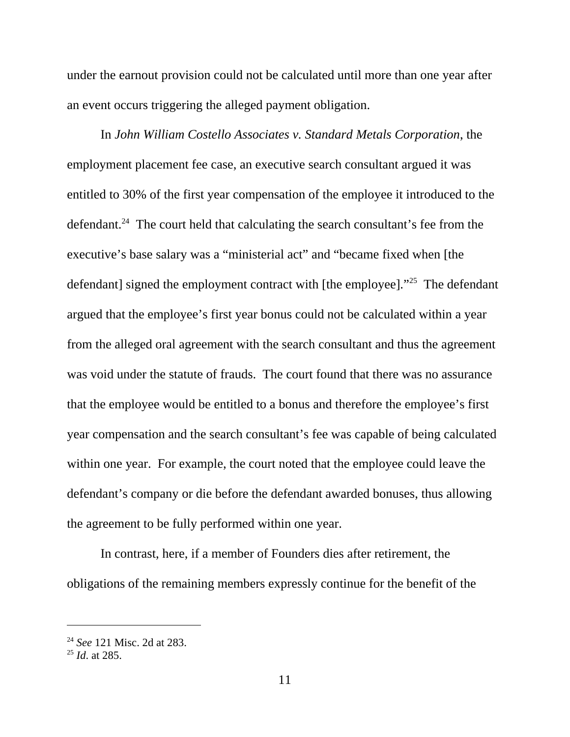under the earnout provision could not be calculated until more than one year after an event occurs triggering the alleged payment obligation.

In *John William Costello Associates v. Standard Metals Corporation*, the employment placement fee case, an executive search consultant argued it was entitled to 30% of the first year compensation of the employee it introduced to the defendant.[24] The court held that calculating the search consultant's fee from the executive's base salary was a "ministerial act" and "became fixed when [the defendant] signed the employment contract with [the employee]."[25] The defendant argued that the employee's first year bonus could not be calculated within a year from the alleged oral agreement with the search consultant and thus the agreement was void under the statute of frauds. The court found that there was no assurance that the employee would be entitled to a bonus and therefore the employee's first year compensation and the search consultant's fee was capable of being calculated within one year. For example, the court noted that the employee could leave the defendant's company or die before the defendant awarded bonuses, thus allowing the agreement to be fully performed within one year.

In contrast, here, if a member of Founders dies after retirement, the obligations of the remaining members expressly continue for the benefit of the

---

[24] *See* 121 Misc. 2d at 283.

[25] *Id*. at 285.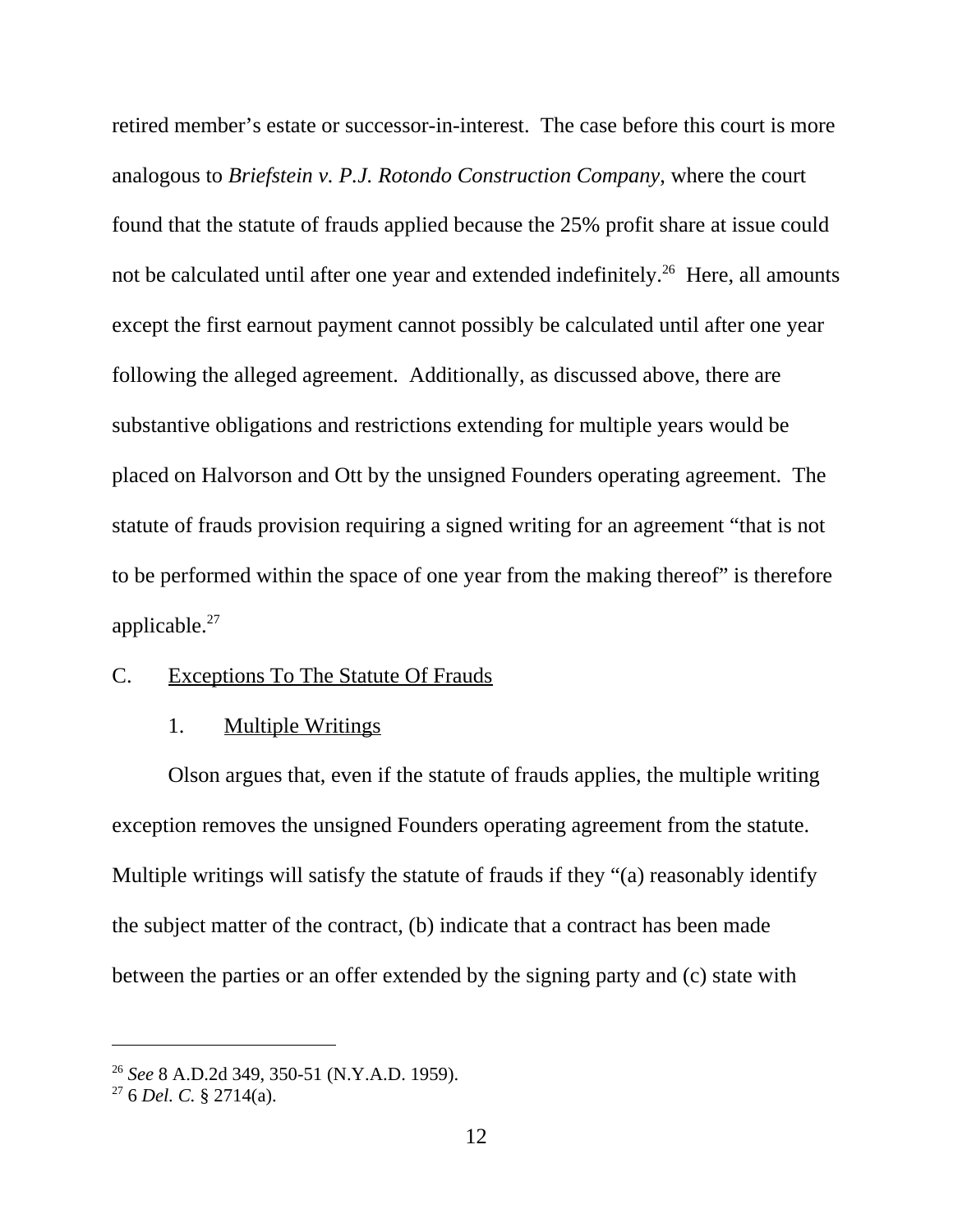retired member's estate or successor-in-interest. The case before this court is more analogous to *Briefstein v. P.J. Rotondo Construction Company*, where the court found that the statute of frauds applied because the 25% profit share at issue could not be calculated until after one year and extended indefinitely.[26] Here, all amounts except the first earnout payment cannot possibly be calculated until after one year following the alleged agreement. Additionally, as discussed above, there are substantive obligations and restrictions extending for multiple years would be placed on Halvorson and Ott by the unsigned Founders operating agreement. The statute of frauds provision requiring a signed writing for an agreement "that is not to be performed within the space of one year from the making thereof" is therefore applicable.[27]

C. Exceptions To The Statute Of Frauds

1. Multiple Writings

Olson argues that, even if the statute of frauds applies, the multiple writing exception removes the unsigned Founders operating agreement from the statute. Multiple writings will satisfy the statute of frauds if they "(a) reasonably identify the subject matter of the contract, (b) indicate that a contract has been made between the parties or an offer extended by the signing party and (c) state with

---

[26] *See* 8 A.D.2d 349, 350-51 (N.Y.A.D. 1959).

[27] 6 *Del. C.* § 2714(a).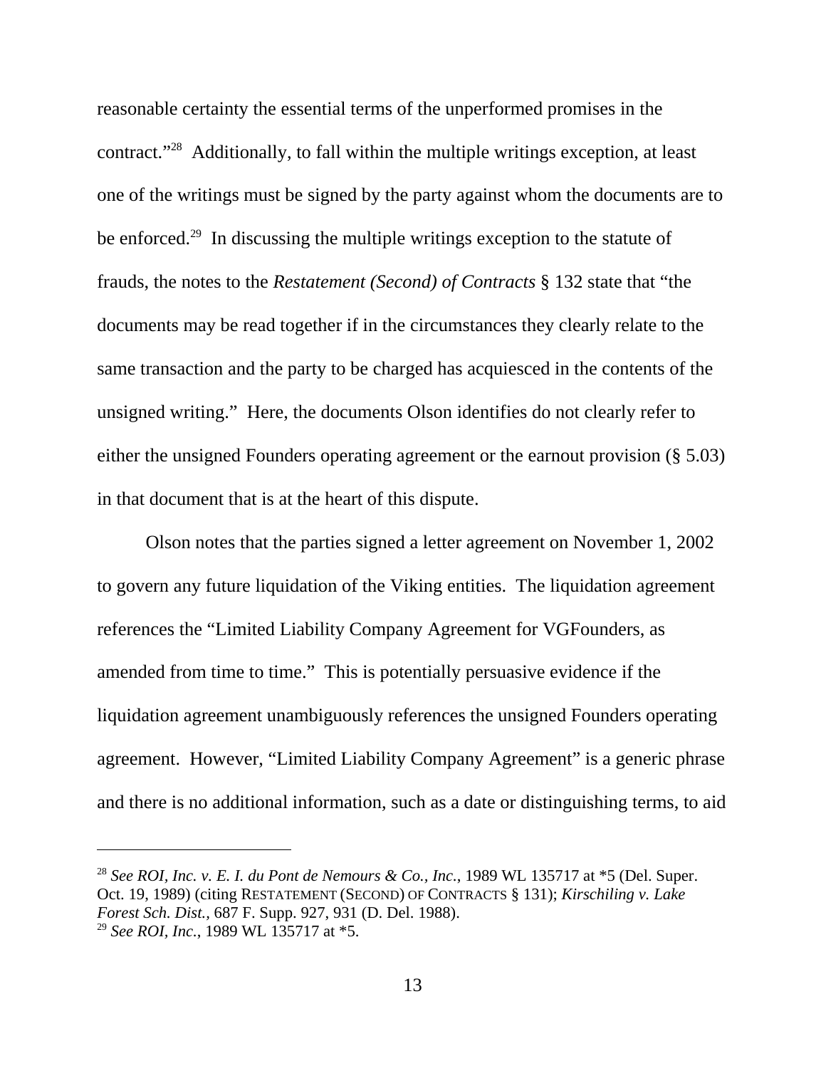reasonable certainty the essential terms of the unperformed promises in the contract."[28] Additionally, to fall within the multiple writings exception, at least one of the writings must be signed by the party against whom the documents are to be enforced.[29] In discussing the multiple writings exception to the statute of frauds, the notes to the *Restatement (Second) of Contracts* § 132 state that "the documents may be read together if in the circumstances they clearly relate to the same transaction and the party to be charged has acquiesced in the contents of the unsigned writing." Here, the documents Olson identifies do not clearly refer to either the unsigned Founders operating agreement or the earnout provision (§ 5.03) in that document that is at the heart of this dispute.

Olson notes that the parties signed a letter agreement on November 1, 2002 to govern any future liquidation of the Viking entities. The liquidation agreement references the "Limited Liability Company Agreement for VGFounders, as amended from time to time." This is potentially persuasive evidence if the liquidation agreement unambiguously references the unsigned Founders operating agreement. However, "Limited Liability Company Agreement" is a generic phrase and there is no additional information, such as a date or distinguishing terms, to aid

---

[28] *See ROI, Inc. v. E. I. du Pont de Nemours & Co., Inc.*, 1989 WL 135717 at *5 (Del. Super. Oct. 19, 1989) (citing RESTATEMENT (SECOND) OF CONTRACTS § 131); *Kirschiling v. Lake Forest Sch. Dist.*, 687 F. Supp. 927, 931 (D. Del. 1988).

[29] *See ROI, Inc.*, 1989 WL 135717 at *5.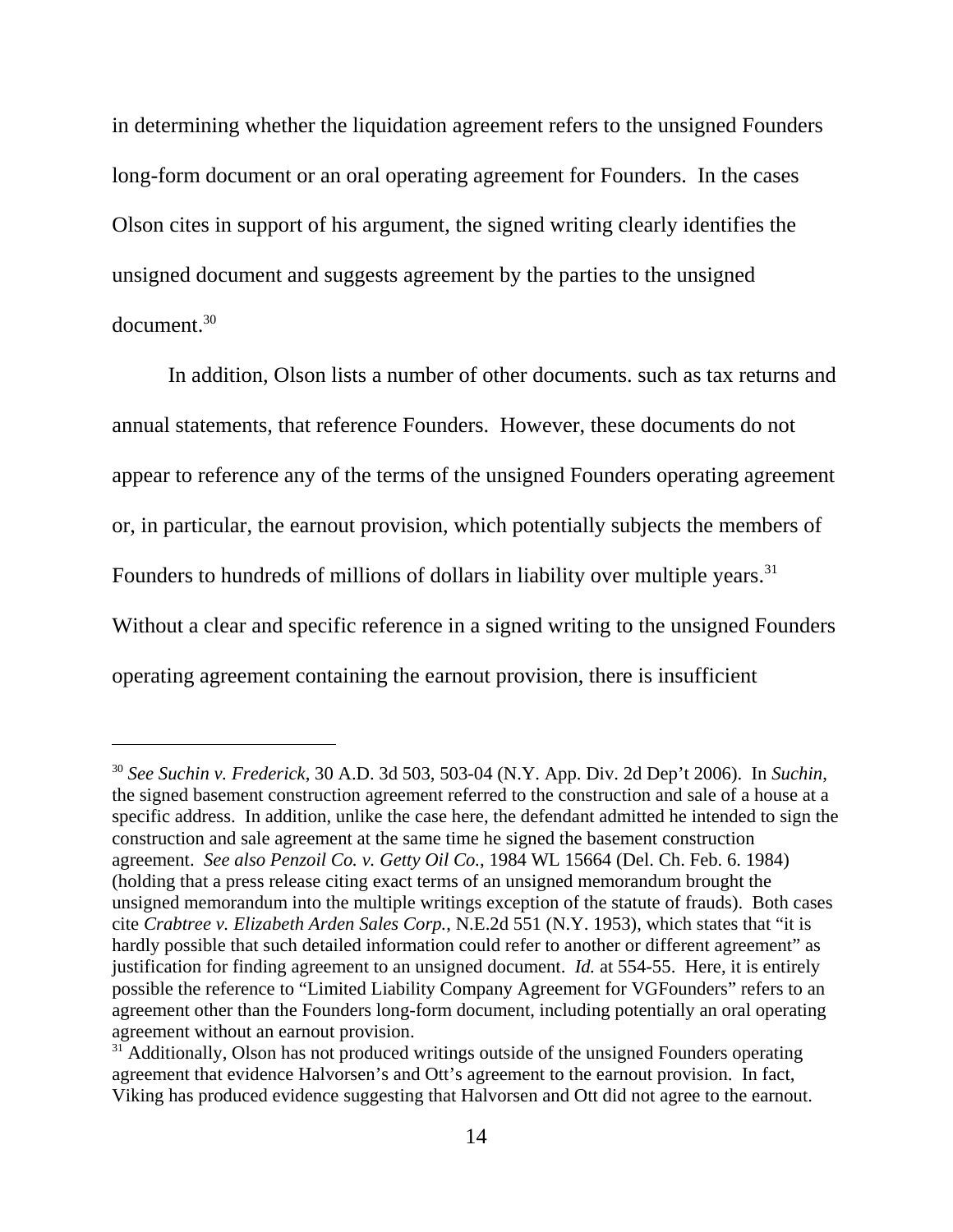in determining whether the liquidation agreement refers to the unsigned Founders long-form document or an oral operating agreement for Founders. In the cases Olson cites in support of his argument, the signed writing clearly identifies the unsigned document and suggests agreement by the parties to the unsigned document.[30]

In addition, Olson lists a number of other documents. such as tax returns and annual statements, that reference Founders. However, these documents do not appear to reference any of the terms of the unsigned Founders operating agreement or, in particular, the earnout provision, which potentially subjects the members of Founders to hundreds of millions of dollars in liability over multiple years.[31] Without a clear and specific reference in a signed writing to the unsigned Founders operating agreement containing the earnout provision, there is insufficient

---

[30] *See Suchin v. Frederick*, 30 A.D. 3d 503, 503-04 (N.Y. App. Div. 2d Dep't 2006). In *Suchin*, the signed basement construction agreement referred to the construction and sale of a house at a specific address. In addition, unlike the case here, the defendant admitted he intended to sign the construction and sale agreement at the same time he signed the basement construction agreement. *See also Penzoil Co. v. Getty Oil Co.*, 1984 WL 15664 (Del. Ch. Feb. 6. 1984) (holding that a press release citing exact terms of an unsigned memorandum brought the unsigned memorandum into the multiple writings exception of the statute of frauds). Both cases cite *Crabtree v. Elizabeth Arden Sales Corp.*, N.E.2d 551 (N.Y. 1953), which states that "it is hardly possible that such detailed information could refer to another or different agreement" as justification for finding agreement to an unsigned document. *Id.* at 554-55. Here, it is entirely possible the reference to "Limited Liability Company Agreement for VGFounders" refers to an agreement other than the Founders long-form document, including potentially an oral operating agreement without an earnout provision.

[31] Additionally, Olson has not produced writings outside of the unsigned Founders operating agreement that evidence Halvorsen's and Ott's agreement to the earnout provision. In fact, Viking has produced evidence suggesting that Halvorsen and Ott did not agree to the earnout.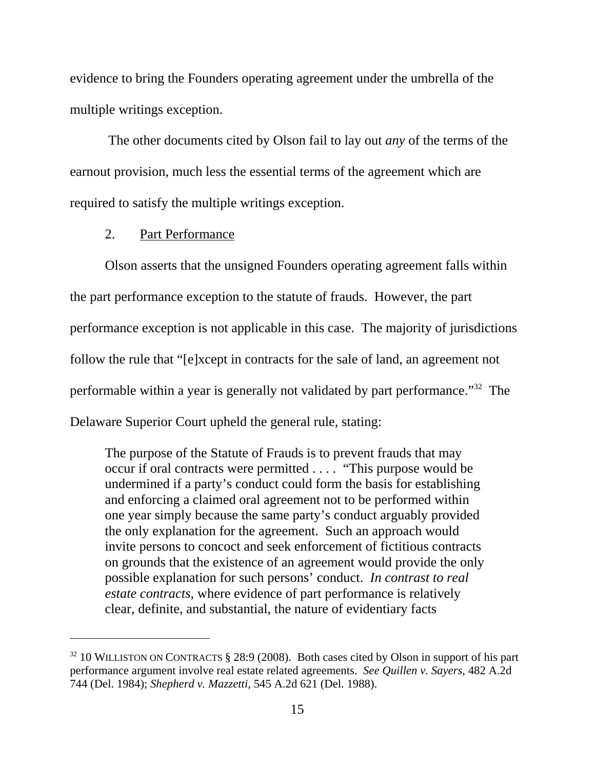evidence to bring the Founders operating agreement under the umbrella of the multiple writings exception.

The other documents cited by Olson fail to lay out *any* of the terms of the earnout provision, much less the essential terms of the agreement which are required to satisfy the multiple writings exception.

2. Part Performance

Olson asserts that the unsigned Founders operating agreement falls within the part performance exception to the statute of frauds. However, the part performance exception is not applicable in this case. The majority of jurisdictions follow the rule that "[e]xcept in contracts for the sale of land, an agreement not performable within a year is generally not validated by part performance."[32] The Delaware Superior Court upheld the general rule, stating:

> The purpose of the Statute of Frauds is to prevent frauds that may occur if oral contracts were permitted . . . . "This purpose would be undermined if a party's conduct could form the basis for establishing and enforcing a claimed oral agreement not to be performed within one year simply because the same party's conduct arguably provided the only explanation for the agreement. Such an approach would invite persons to concoct and seek enforcement of fictitious contracts on grounds that the existence of an agreement would provide the only possible explanation for such persons' conduct. *In contrast to real estate contracts*, where evidence of part performance is relatively clear, definite, and substantial, the nature of evidentiary facts

---

[32] 10 WILLISTON ON CONTRACTS § 28:9 (2008). Both cases cited by Olson in support of his part performance argument involve real estate related agreements. *See Quillen v. Sayers*, 482 A.2d 744 (Del. 1984); *Shepherd v. Mazzetti*, 545 A.2d 621 (Del. 1988).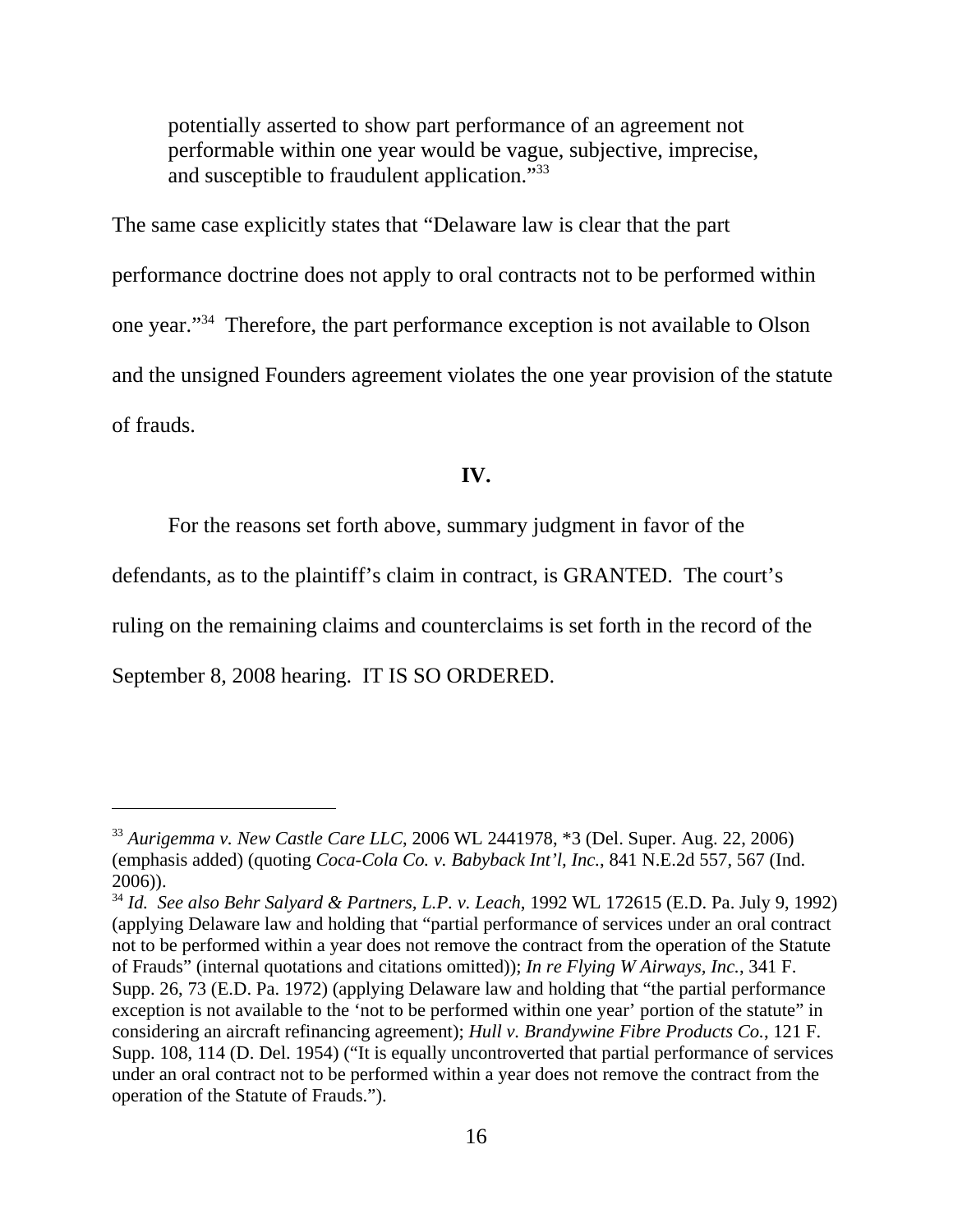> potentially asserted to show part performance of an agreement not performable within one year would be vague, subjective, imprecise, and susceptible to fraudulent application."[33]

The same case explicitly states that "Delaware law is clear that the part performance doctrine does not apply to oral contracts not to be performed within one year."[34] Therefore, the part performance exception is not available to Olson and the unsigned Founders agreement violates the one year provision of the statute of frauds.

**IV.**

For the reasons set forth above, summary judgment in favor of the defendants, as to the plaintiff's claim in contract, is GRANTED. The court's ruling on the remaining claims and counterclaims is set forth in the record of the September 8, 2008 hearing. IT IS SO ORDERED.

---

[33] *Aurigemma v. New Castle Care LLC*, 2006 WL 2441978, *3 (Del. Super. Aug. 22, 2006) (emphasis added) (quoting *Coca-Cola Co. v. Babyback Int'l, Inc.*, 841 N.E.2d 557, 567 (Ind. 2006)).

[34] *Id. See also Behr Salyard & Partners, L.P. v. Leach*, 1992 WL 172615 (E.D. Pa. July 9, 1992) (applying Delaware law and holding that "partial performance of services under an oral contract not to be performed within a year does not remove the contract from the operation of the Statute of Frauds" (internal quotations and citations omitted)); *In re Flying W Airways, Inc.*, 341 F. Supp. 26, 73 (E.D. Pa. 1972) (applying Delaware law and holding that "the partial performance exception is not available to the 'not to be performed within one year' portion of the statute" in considering an aircraft refinancing agreement); *Hull v. Brandywine Fibre Products Co.*, 121 F. Supp. 108, 114 (D. Del. 1954) ("It is equally uncontroverted that partial performance of services under an oral contract not to be performed within a year does not remove the contract from the operation of the Statute of Frauds.").